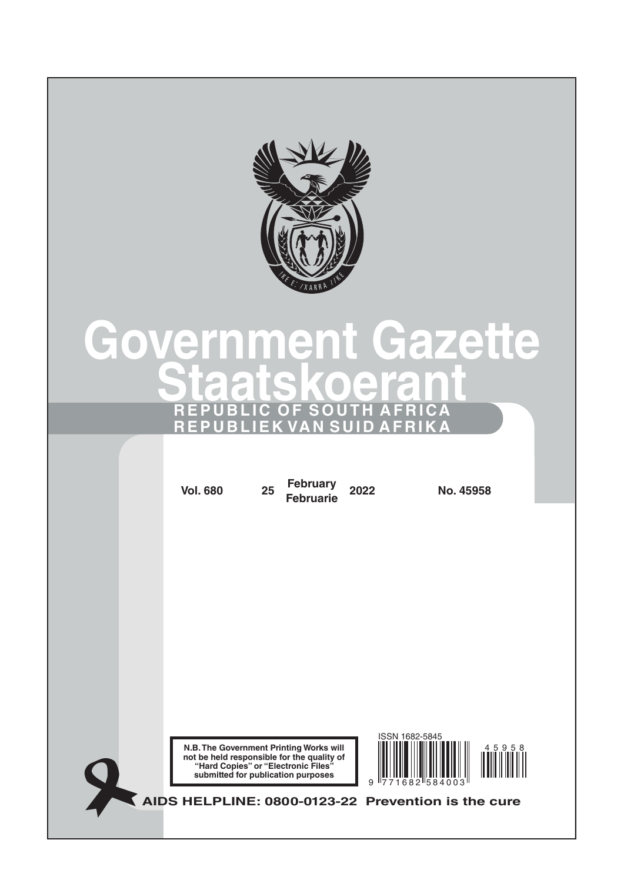# Government Gazette
# Staatskoerant

**REPUBLIC OF SOUTH AFRICA**
**REPUBLIEK VAN SUID AFRIKA**

**Vol. 680** **25** **February Februarie** **2022** **No. 45958**

**N.B. The Government Printing Works will not be held responsible for the quality of "Hard Copies" or "Electronic Files" submitted for publication purposes**

ISSN 1682-5845

9 771682 584003

45958

**AIDS HELPLINE: 0800-0123-22 Prevention is the cure**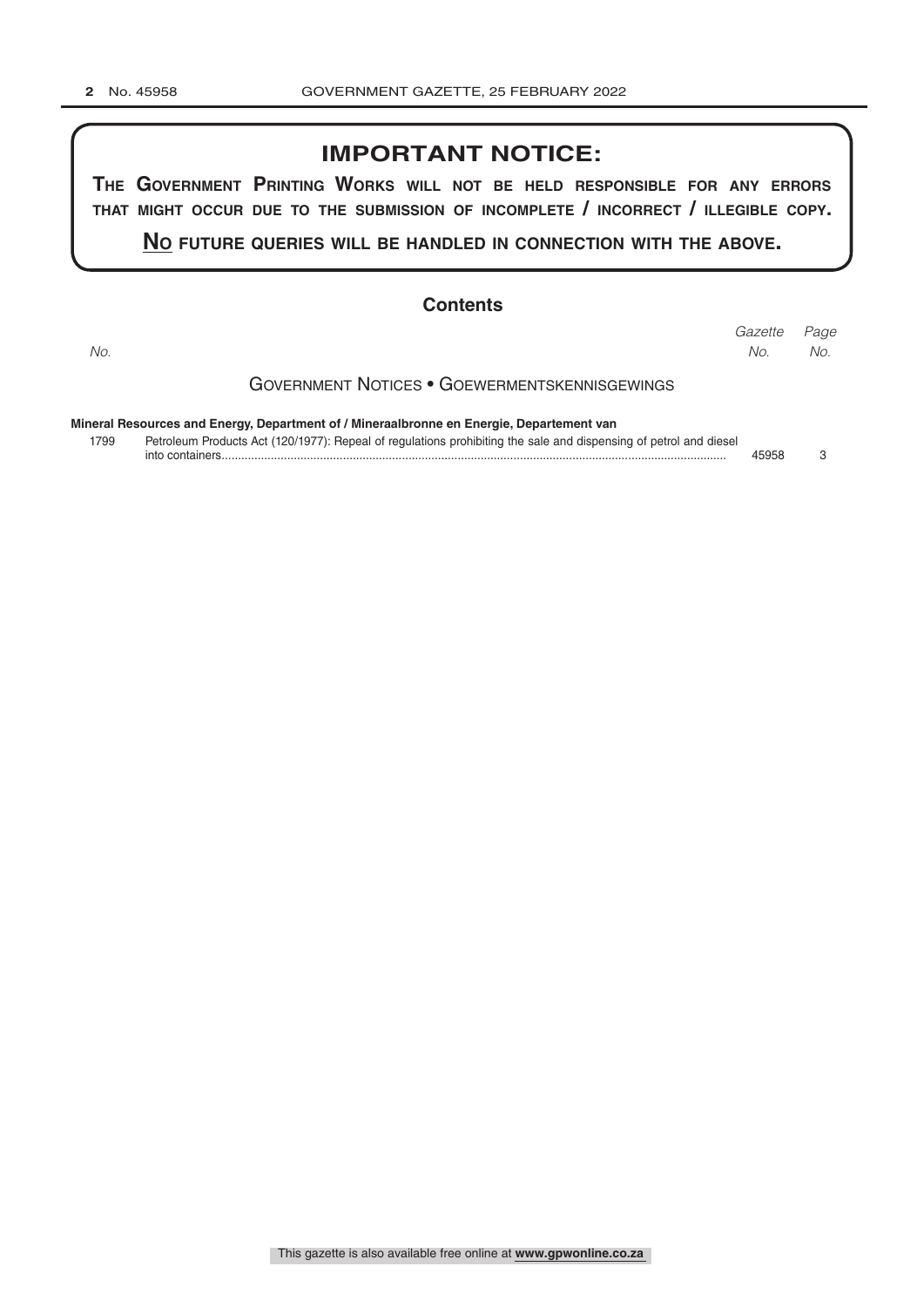## IMPORTANT NOTICE:

**THE GOVERNMENT PRINTING WORKS WILL NOT BE HELD RESPONSIBLE FOR ANY ERRORS THAT MIGHT OCCUR DUE TO THE SUBMISSION OF INCOMPLETE / INCORRECT / ILLEGIBLE COPY.**

**NO FUTURE QUERIES WILL BE HANDLED IN CONNECTION WITH THE ABOVE.**

## Contents

| *No.* | | *Gazette No.* | *Page No.* |
|---|---|---|---|
| | GOVERNMENT NOTICES • GOEWERMENTSKENNISGEWINGS | | |
| | **Mineral Resources and Energy, Department of / Mineraalbronne en Energie, Departement van** | | |
| 1799 | Petroleum Products Act (120/1977): Repeal of regulations prohibiting the sale and dispensing of petrol and diesel into containers | 45958 | 3 |

This gazette is also available free online at **www.gpwonline.co.za**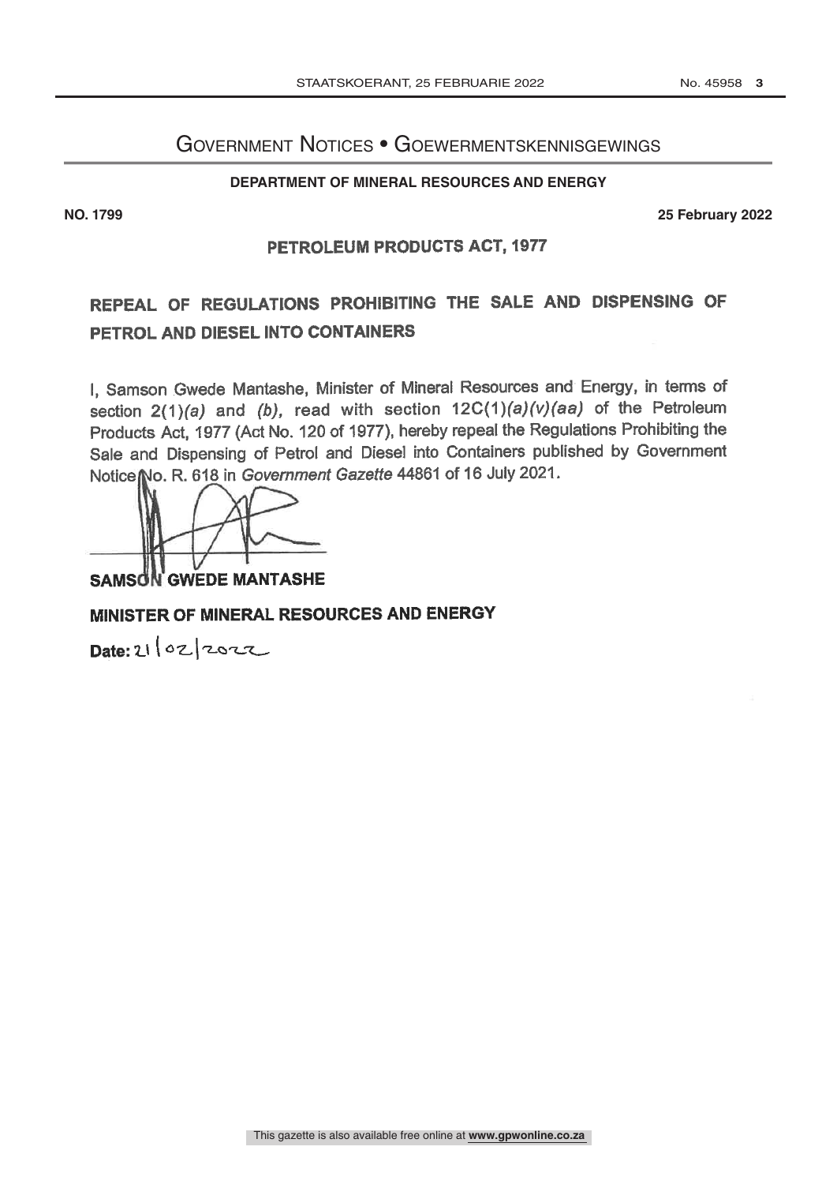# Government Notices • Goewermentskennisgewings

## DEPARTMENT OF MINERAL RESOURCES AND ENERGY

**NO. 1799** **25 February 2022**

### PETROLEUM PRODUCTS ACT, 1977

## REPEAL OF REGULATIONS PROHIBITING THE SALE AND DISPENSING OF PETROL AND DIESEL INTO CONTAINERS

I, Samson Gwede Mantashe, Minister of Mineral Resources and Energy, in terms of section 2(1)*(a)* and *(b)*, read with section 12C(1)*(a)(v)(aa)* of the Petroleum Products Act, 1977 (Act No. 120 of 1977), hereby repeal the Regulations Prohibiting the Sale and Dispensing of Petrol and Diesel into Containers published by Government Notice No. R. 618 in *Government Gazette* 44861 of 16 July 2021.

**SAMSON GWEDE MANTASHE**

**MINISTER OF MINERAL RESOURCES AND ENERGY**

**Date:** 21/02/2022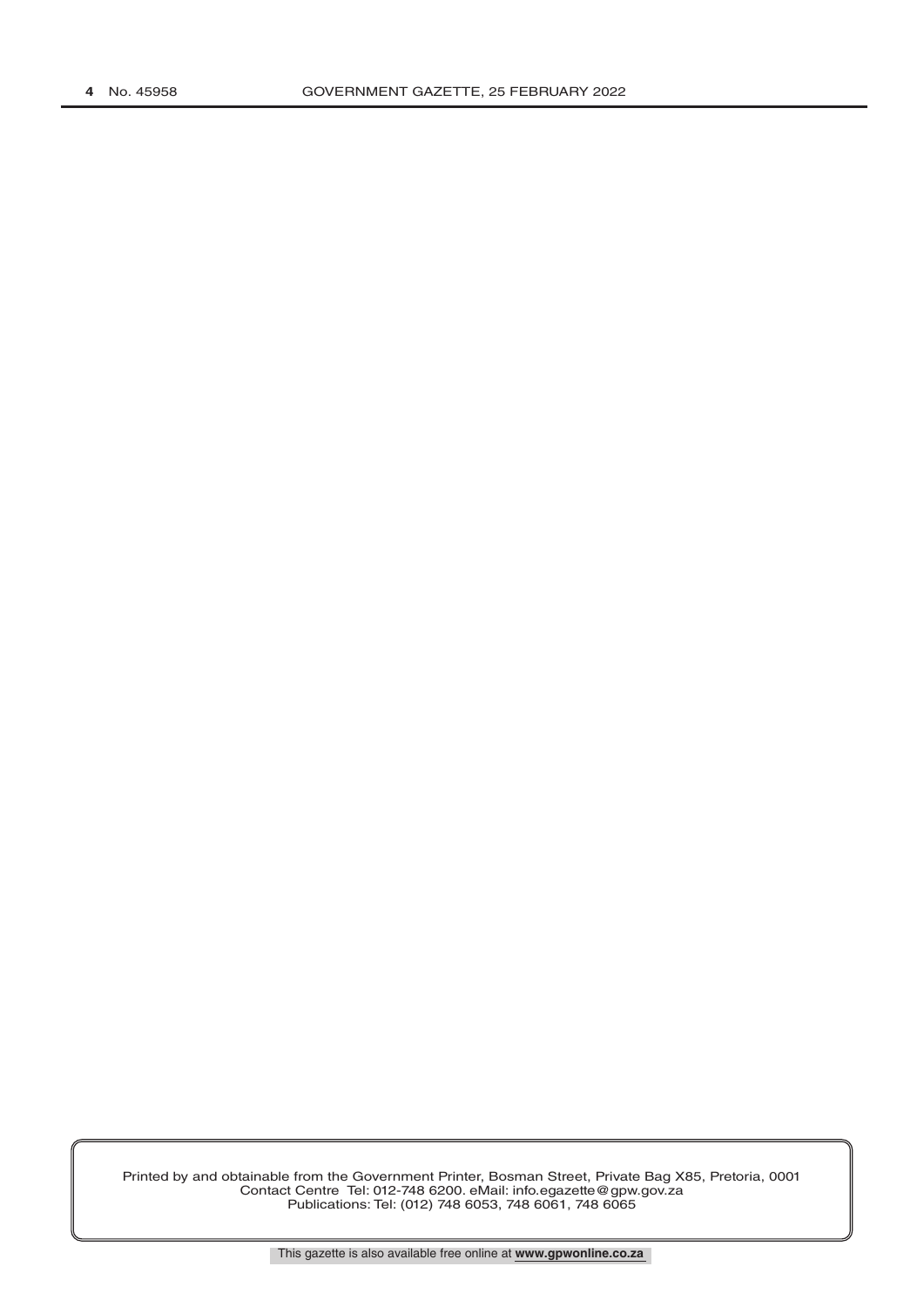Printed by and obtainable from the Government Printer, Bosman Street, Private Bag X85, Pretoria, 0001
Contact Centre Tel: 012-748 6200. eMail: info.egazette@gpw.gov.za
Publications: Tel: (012) 748 6053, 748 6061, 748 6065